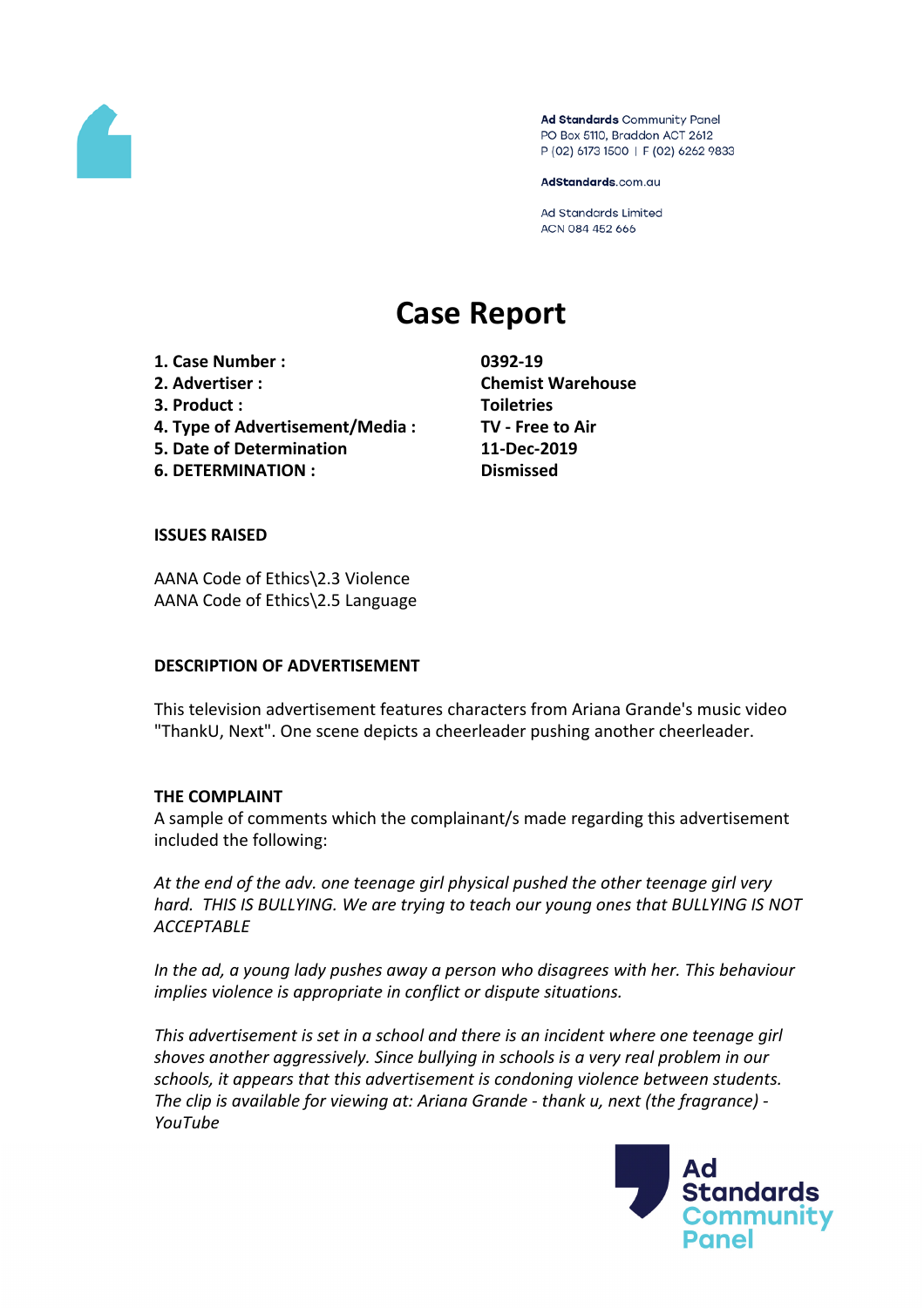Ad Standards Community Panel
PO Box 5110, Braddon ACT 2612
P (02) 6173 1500 | F (02) 6262 9833

AdStandards.com.au

Ad Standards Limited
ACN 084 452 666

# Case Report

| | |
|---|---|
| **1. Case Number :** | **0392-19** |
| **2. Advertiser :** | **Chemist Warehouse** |
| **3. Product :** | **Toiletries** |
| **4. Type of Advertisement/Media :** | **TV - Free to Air** |
| **5. Date of Determination** | **11-Dec-2019** |
| **6. DETERMINATION :** | **Dismissed** |

## ISSUES RAISED

AANA Code of Ethics\2.3 Violence
AANA Code of Ethics\2.5 Language

## DESCRIPTION OF ADVERTISEMENT

This television advertisement features characters from Ariana Grande's music video "ThankU, Next". One scene depicts a cheerleader pushing another cheerleader.

## THE COMPLAINT

A sample of comments which the complainant/s made regarding this advertisement included the following:

*At the end of the adv. one teenage girl physical pushed the other teenage girl very hard. THIS IS BULLYING. We are trying to teach our young ones that BULLYING IS NOT ACCEPTABLE*

*In the ad, a young lady pushes away a person who disagrees with her. This behaviour implies violence is appropriate in conflict or dispute situations.*

*This advertisement is set in a school and there is an incident where one teenage girl shoves another aggressively. Since bullying in schools is a very real problem in our schools, it appears that this advertisement is condoning violence between students. The clip is available for viewing at: Ariana Grande - thank u, next (the fragrance) - YouTube*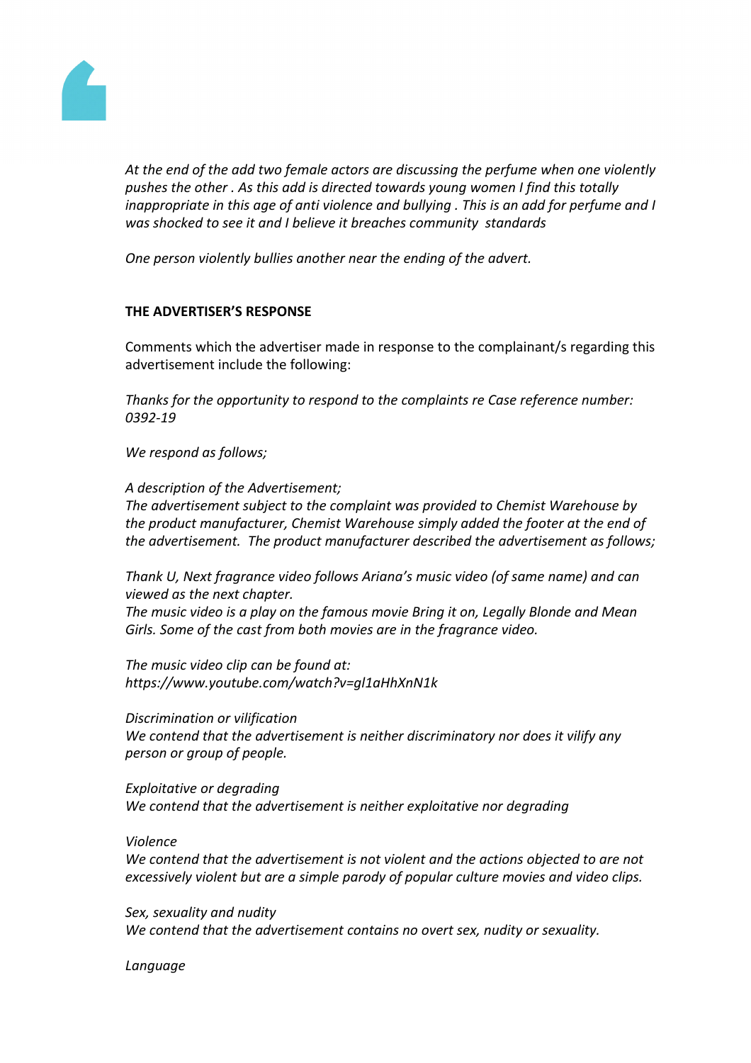*At the end of the add two female actors are discussing the perfume when one violently pushes the other . As this add is directed towards young women I find this totally inappropriate in this age of anti violence and bullying . This is an add for perfume and I was shocked to see it and I believe it breaches community standards*

*One person violently bullies another near the ending of the advert.*

**THE ADVERTISER'S RESPONSE**

Comments which the advertiser made in response to the complainant/s regarding this advertisement include the following:

*Thanks for the opportunity to respond to the complaints re Case reference number: 0392-19*

*We respond as follows;*

*A description of the Advertisement;*
*The advertisement subject to the complaint was provided to Chemist Warehouse by the product manufacturer, Chemist Warehouse simply added the footer at the end of the advertisement. The product manufacturer described the advertisement as follows;*

*Thank U, Next fragrance video follows Ariana's music video (of same name) and can viewed as the next chapter.*
*The music video is a play on the famous movie Bring it on, Legally Blonde and Mean Girls. Some of the cast from both movies are in the fragrance video.*

*The music video clip can be found at:*
*https://www.youtube.com/watch?v=gl1aHhXnN1k*

*Discrimination or vilification*
*We contend that the advertisement is neither discriminatory nor does it vilify any person or group of people.*

*Exploitative or degrading*
*We contend that the advertisement is neither exploitative nor degrading*

*Violence*
*We contend that the advertisement is not violent and the actions objected to are not excessively violent but are a simple parody of popular culture movies and video clips.*

*Sex, sexuality and nudity*
*We contend that the advertisement contains no overt sex, nudity or sexuality.*

*Language*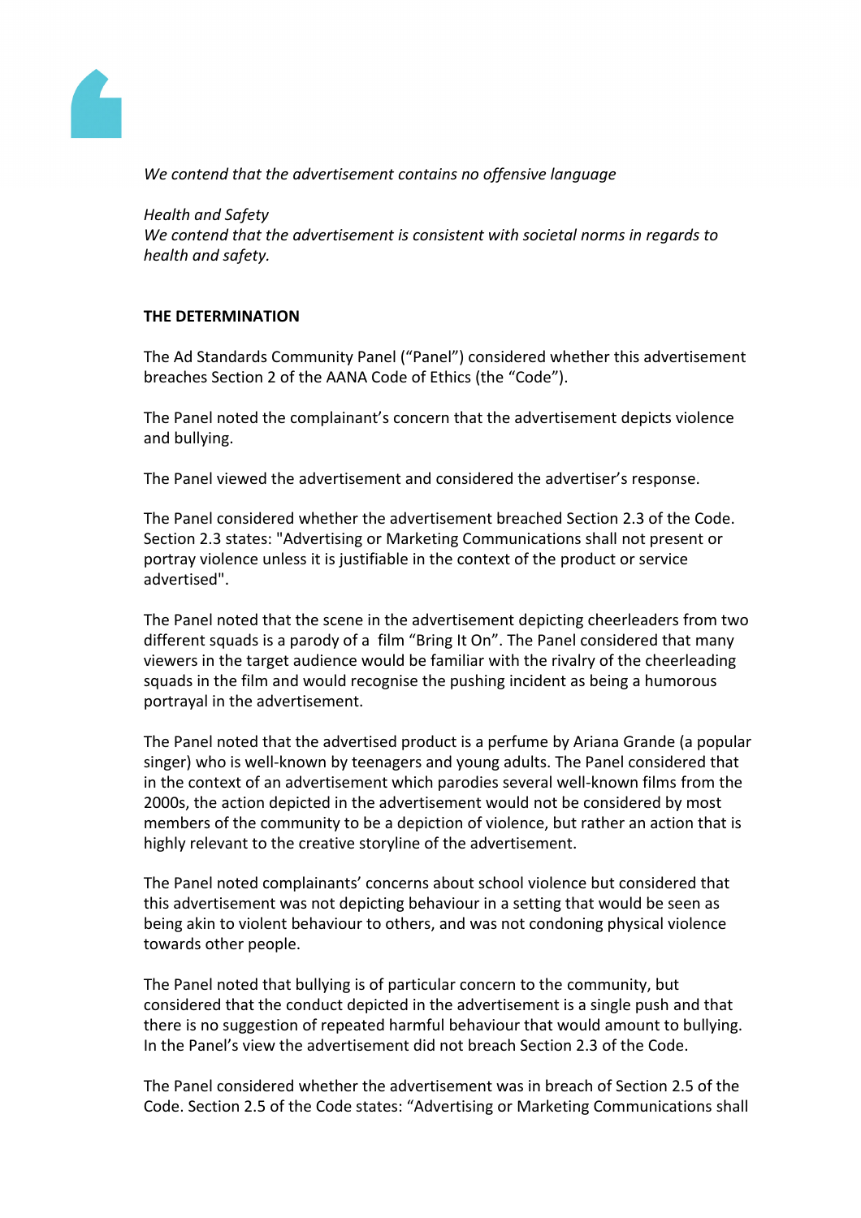*We contend that the advertisement contains no offensive language*

*Health and Safety*
*We contend that the advertisement is consistent with societal norms in regards to health and safety.*

**THE DETERMINATION**

The Ad Standards Community Panel ("Panel") considered whether this advertisement breaches Section 2 of the AANA Code of Ethics (the "Code").

The Panel noted the complainant's concern that the advertisement depicts violence and bullying.

The Panel viewed the advertisement and considered the advertiser's response.

The Panel considered whether the advertisement breached Section 2.3 of the Code. Section 2.3 states: "Advertising or Marketing Communications shall not present or portray violence unless it is justifiable in the context of the product or service advertised".

The Panel noted that the scene in the advertisement depicting cheerleaders from two different squads is a parody of a film "Bring It On". The Panel considered that many viewers in the target audience would be familiar with the rivalry of the cheerleading squads in the film and would recognise the pushing incident as being a humorous portrayal in the advertisement.

The Panel noted that the advertised product is a perfume by Ariana Grande (a popular singer) who is well-known by teenagers and young adults. The Panel considered that in the context of an advertisement which parodies several well-known films from the 2000s, the action depicted in the advertisement would not be considered by most members of the community to be a depiction of violence, but rather an action that is highly relevant to the creative storyline of the advertisement.

The Panel noted complainants' concerns about school violence but considered that this advertisement was not depicting behaviour in a setting that would be seen as being akin to violent behaviour to others, and was not condoning physical violence towards other people.

The Panel noted that bullying is of particular concern to the community, but considered that the conduct depicted in the advertisement is a single push and that there is no suggestion of repeated harmful behaviour that would amount to bullying. In the Panel's view the advertisement did not breach Section 2.3 of the Code.

The Panel considered whether the advertisement was in breach of Section 2.5 of the Code. Section 2.5 of the Code states: "Advertising or Marketing Communications shall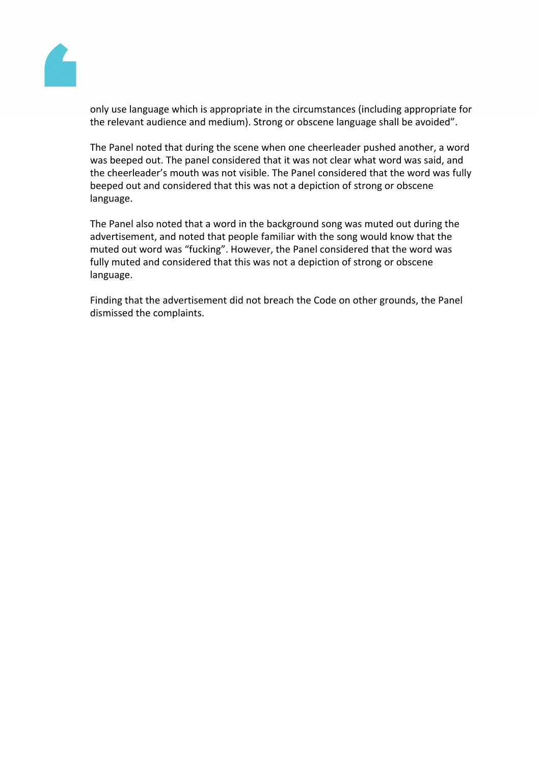only use language which is appropriate in the circumstances (including appropriate for the relevant audience and medium). Strong or obscene language shall be avoided".

The Panel noted that during the scene when one cheerleader pushed another, a word was beeped out. The panel considered that it was not clear what word was said, and the cheerleader's mouth was not visible. The Panel considered that the word was fully beeped out and considered that this was not a depiction of strong or obscene language.

The Panel also noted that a word in the background song was muted out during the advertisement, and noted that people familiar with the song would know that the muted out word was "fucking". However, the Panel considered that the word was fully muted and considered that this was not a depiction of strong or obscene language.

Finding that the advertisement did not breach the Code on other grounds, the Panel dismissed the complaints.